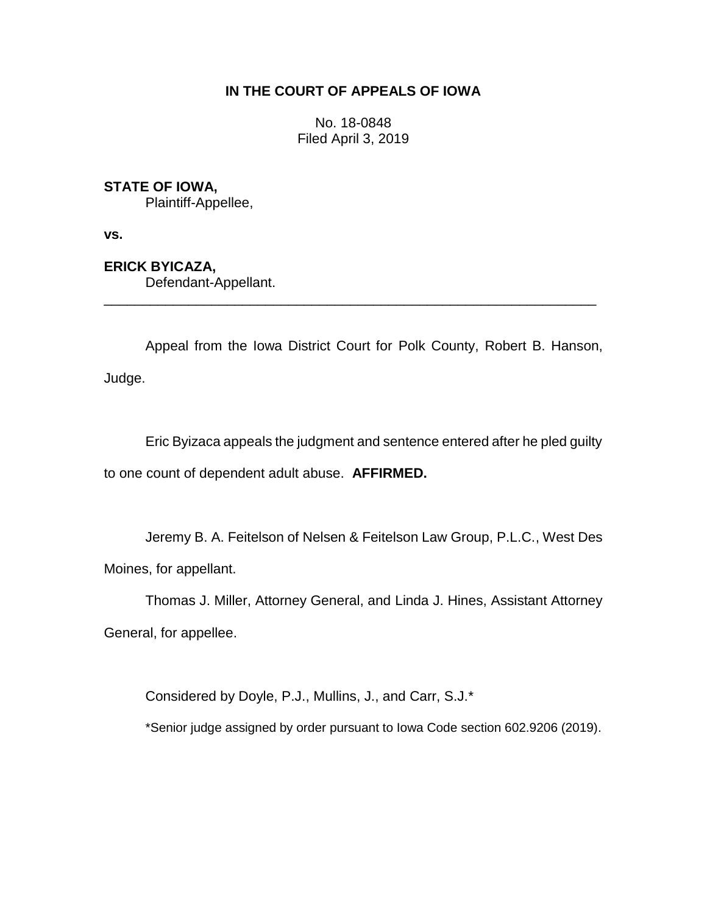**IN THE COURT OF APPEALS OF IOWA**

No. 18-0848
Filed April 3, 2019

**STATE OF IOWA,**
Plaintiff-Appellee,

**vs.**

**ERICK BYICAZA,**
Defendant-Appellant.

---

Appeal from the Iowa District Court for Polk County, Robert B. Hanson, Judge.

Eric Byizaca appeals the judgment and sentence entered after he pled guilty to one count of dependent adult abuse. **AFFIRMED.**

Jeremy B. A. Feitelson of Nelsen & Feitelson Law Group, P.L.C., West Des Moines, for appellant.

Thomas J. Miller, Attorney General, and Linda J. Hines, Assistant Attorney General, for appellee.

Considered by Doyle, P.J., Mullins, J., and Carr, S.J.*

*Senior judge assigned by order pursuant to Iowa Code section 602.9206 (2019).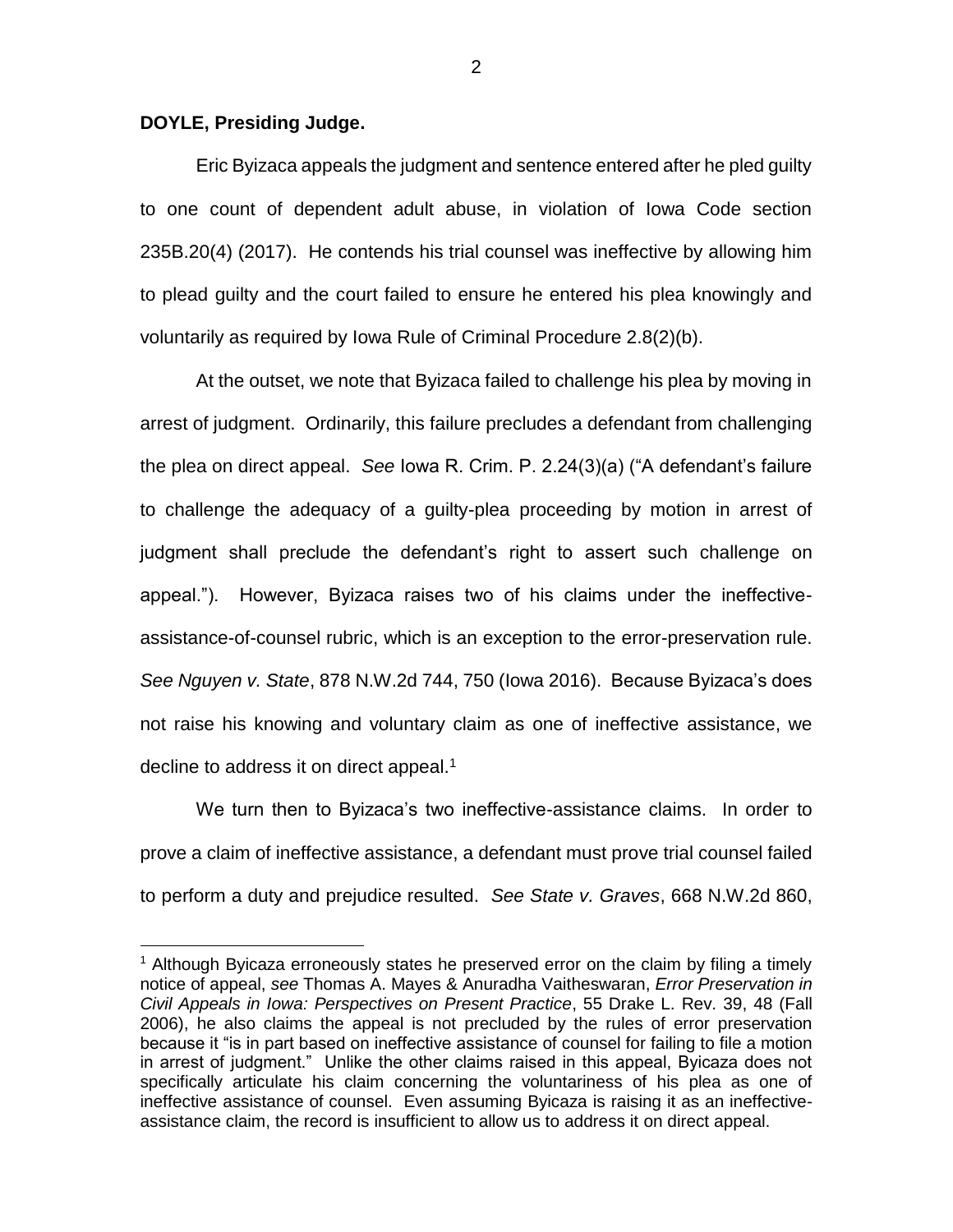**DOYLE, Presiding Judge.**

Eric Byizaca appeals the judgment and sentence entered after he pled guilty to one count of dependent adult abuse, in violation of Iowa Code section 235B.20(4) (2017). He contends his trial counsel was ineffective by allowing him to plead guilty and the court failed to ensure he entered his plea knowingly and voluntarily as required by Iowa Rule of Criminal Procedure 2.8(2)(b).

At the outset, we note that Byizaca failed to challenge his plea by moving in arrest of judgment. Ordinarily, this failure precludes a defendant from challenging the plea on direct appeal. *See* Iowa R. Crim. P. 2.24(3)(a) ("A defendant's failure to challenge the adequacy of a guilty-plea proceeding by motion in arrest of judgment shall preclude the defendant's right to assert such challenge on appeal."). However, Byizaca raises two of his claims under the ineffective-assistance-of-counsel rubric, which is an exception to the error-preservation rule. *See Nguyen v. State*, 878 N.W.2d 744, 750 (Iowa 2016). Because Byizaca's does not raise his knowing and voluntary claim as one of ineffective assistance, we decline to address it on direct appeal.[1]

We turn then to Byizaca's two ineffective-assistance claims. In order to prove a claim of ineffective assistance, a defendant must prove trial counsel failed to perform a duty and prejudice resulted. *See State v. Graves*, 668 N.W.2d 860,

---

[1] Although Byicaza erroneously states he preserved error on the claim by filing a timely notice of appeal, *see* Thomas A. Mayes & Anuradha Vaitheswaran, *Error Preservation in Civil Appeals in Iowa: Perspectives on Present Practice*, 55 Drake L. Rev. 39, 48 (Fall 2006), he also claims the appeal is not precluded by the rules of error preservation because it "is in part based on ineffective assistance of counsel for failing to file a motion in arrest of judgment." Unlike the other claims raised in this appeal, Byicaza does not specifically articulate his claim concerning the voluntariness of his plea as one of ineffective assistance of counsel. Even assuming Byicaza is raising it as an ineffective-assistance claim, the record is insufficient to allow us to address it on direct appeal.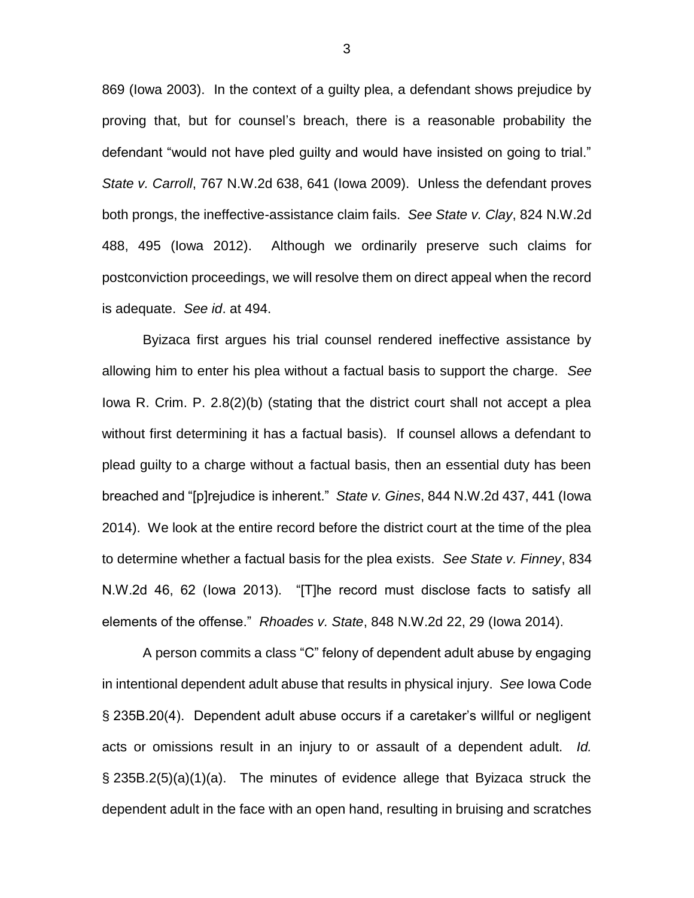869 (Iowa 2003). In the context of a guilty plea, a defendant shows prejudice by proving that, but for counsel's breach, there is a reasonable probability the defendant "would not have pled guilty and would have insisted on going to trial." *State v. Carroll*, 767 N.W.2d 638, 641 (Iowa 2009). Unless the defendant proves both prongs, the ineffective-assistance claim fails. *See State v. Clay*, 824 N.W.2d 488, 495 (Iowa 2012). Although we ordinarily preserve such claims for postconviction proceedings, we will resolve them on direct appeal when the record is adequate. *See id*. at 494.

Byizaca first argues his trial counsel rendered ineffective assistance by allowing him to enter his plea without a factual basis to support the charge. *See* Iowa R. Crim. P. 2.8(2)(b) (stating that the district court shall not accept a plea without first determining it has a factual basis). If counsel allows a defendant to plead guilty to a charge without a factual basis, then an essential duty has been breached and "[p]rejudice is inherent." *State v. Gines*, 844 N.W.2d 437, 441 (Iowa 2014). We look at the entire record before the district court at the time of the plea to determine whether a factual basis for the plea exists. *See State v. Finney*, 834 N.W.2d 46, 62 (Iowa 2013). "[T]he record must disclose facts to satisfy all elements of the offense." *Rhoades v. State*, 848 N.W.2d 22, 29 (Iowa 2014).

A person commits a class "C" felony of dependent adult abuse by engaging in intentional dependent adult abuse that results in physical injury. *See* Iowa Code § 235B.20(4). Dependent adult abuse occurs if a caretaker's willful or negligent acts or omissions result in an injury to or assault of a dependent adult. *Id.* § 235B.2(5)(a)(1)(a). The minutes of evidence allege that Byizaca struck the dependent adult in the face with an open hand, resulting in bruising and scratches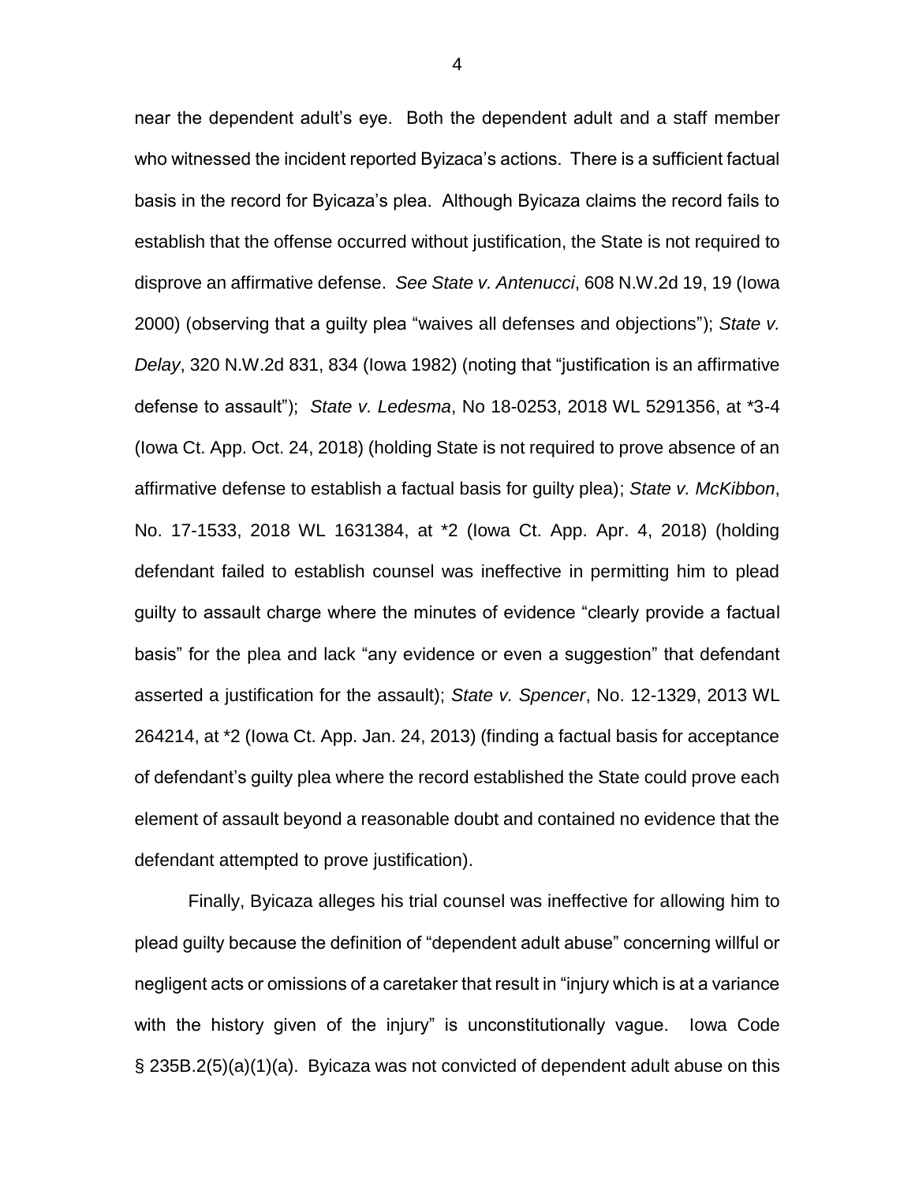near the dependent adult's eye. Both the dependent adult and a staff member who witnessed the incident reported Byizaca's actions. There is a sufficient factual basis in the record for Byicaza's plea. Although Byicaza claims the record fails to establish that the offense occurred without justification, the State is not required to disprove an affirmative defense. *See State v. Antenucci*, 608 N.W.2d 19, 19 (Iowa 2000) (observing that a guilty plea "waives all defenses and objections"); *State v. Delay*, 320 N.W.2d 831, 834 (Iowa 1982) (noting that "justification is an affirmative defense to assault"); *State v. Ledesma*, No 18-0253, 2018 WL 5291356, at *3-4 (Iowa Ct. App. Oct. 24, 2018) (holding State is not required to prove absence of an affirmative defense to establish a factual basis for guilty plea); *State v. McKibbon*, No. 17-1533, 2018 WL 1631384, at *2 (Iowa Ct. App. Apr. 4, 2018) (holding defendant failed to establish counsel was ineffective in permitting him to plead guilty to assault charge where the minutes of evidence "clearly provide a factual basis" for the plea and lack "any evidence or even a suggestion" that defendant asserted a justification for the assault); *State v. Spencer*, No. 12-1329, 2013 WL 264214, at *2 (Iowa Ct. App. Jan. 24, 2013) (finding a factual basis for acceptance of defendant's guilty plea where the record established the State could prove each element of assault beyond a reasonable doubt and contained no evidence that the defendant attempted to prove justification).

Finally, Byicaza alleges his trial counsel was ineffective for allowing him to plead guilty because the definition of "dependent adult abuse" concerning willful or negligent acts or omissions of a caretaker that result in "injury which is at a variance with the history given of the injury" is unconstitutionally vague. Iowa Code § 235B.2(5)(a)(1)(a). Byicaza was not convicted of dependent adult abuse on this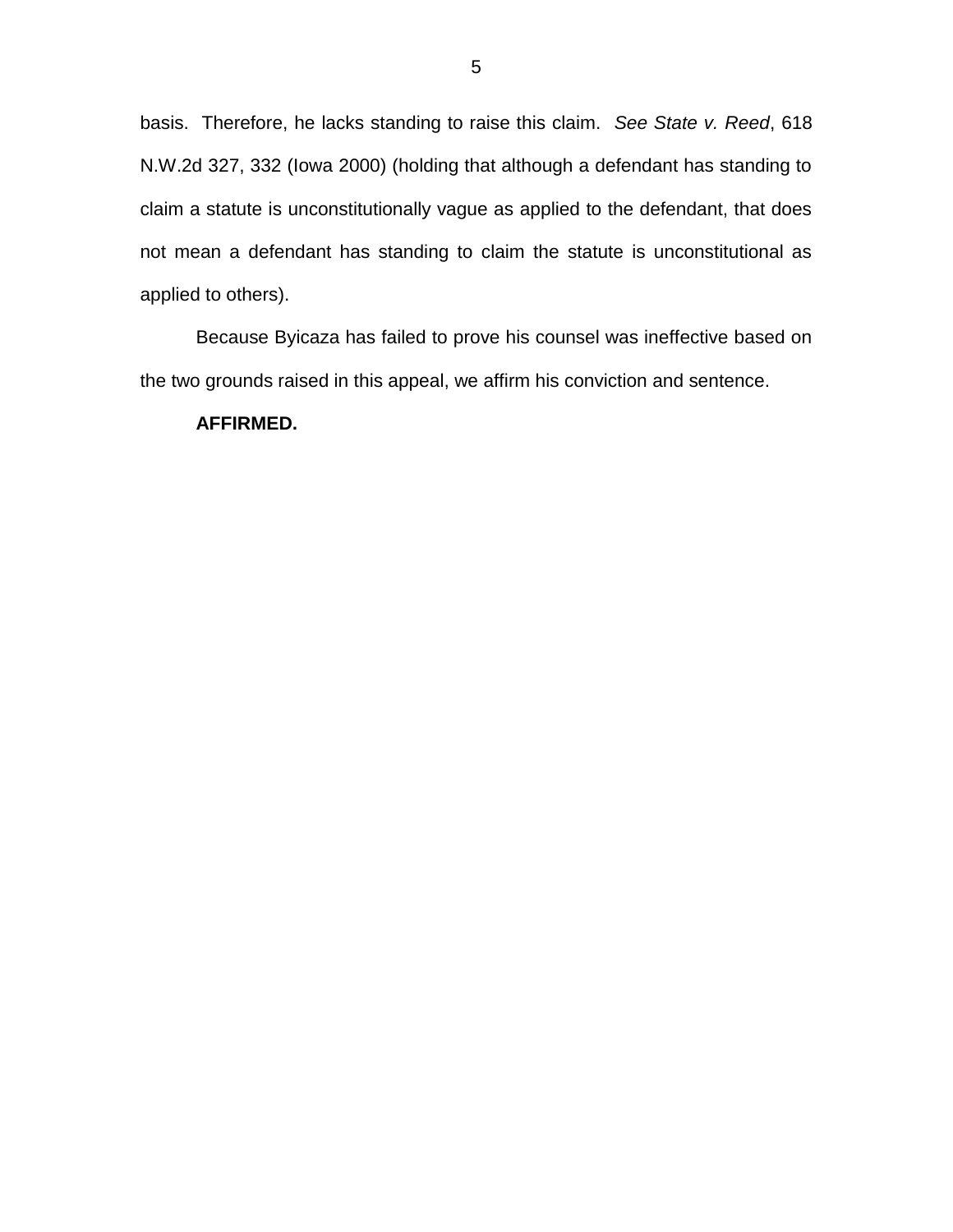basis. Therefore, he lacks standing to raise this claim. *See State v. Reed*, 618 N.W.2d 327, 332 (Iowa 2000) (holding that although a defendant has standing to claim a statute is unconstitutionally vague as applied to the defendant, that does not mean a defendant has standing to claim the statute is unconstitutional as applied to others).

Because Byicaza has failed to prove his counsel was ineffective based on the two grounds raised in this appeal, we affirm his conviction and sentence.

**AFFIRMED.**